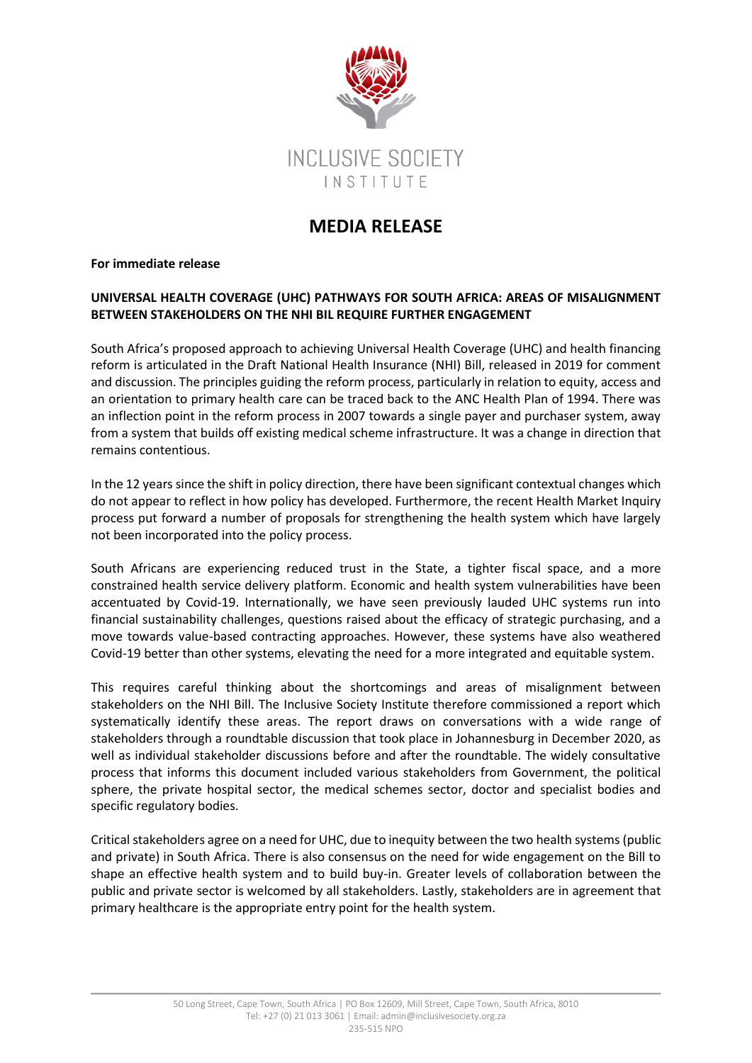INCLUSIVE SOCIETY INSTITUTE

# MEDIA RELEASE

**For immediate release**

**UNIVERSAL HEALTH COVERAGE (UHC) PATHWAYS FOR SOUTH AFRICA: AREAS OF MISALIGNMENT BETWEEN STAKEHOLDERS ON THE NHI BIL REQUIRE FURTHER ENGAGEMENT**

South Africa's proposed approach to achieving Universal Health Coverage (UHC) and health financing reform is articulated in the Draft National Health Insurance (NHI) Bill, released in 2019 for comment and discussion. The principles guiding the reform process, particularly in relation to equity, access and an orientation to primary health care can be traced back to the ANC Health Plan of 1994. There was an inflection point in the reform process in 2007 towards a single payer and purchaser system, away from a system that builds off existing medical scheme infrastructure. It was a change in direction that remains contentious.

In the 12 years since the shift in policy direction, there have been significant contextual changes which do not appear to reflect in how policy has developed. Furthermore, the recent Health Market Inquiry process put forward a number of proposals for strengthening the health system which have largely not been incorporated into the policy process.

South Africans are experiencing reduced trust in the State, a tighter fiscal space, and a more constrained health service delivery platform. Economic and health system vulnerabilities have been accentuated by Covid-19. Internationally, we have seen previously lauded UHC systems run into financial sustainability challenges, questions raised about the efficacy of strategic purchasing, and a move towards value-based contracting approaches. However, these systems have also weathered Covid-19 better than other systems, elevating the need for a more integrated and equitable system.

This requires careful thinking about the shortcomings and areas of misalignment between stakeholders on the NHI Bill. The Inclusive Society Institute therefore commissioned a report which systematically identify these areas. The report draws on conversations with a wide range of stakeholders through a roundtable discussion that took place in Johannesburg in December 2020, as well as individual stakeholder discussions before and after the roundtable. The widely consultative process that informs this document included various stakeholders from Government, the political sphere, the private hospital sector, the medical schemes sector, doctor and specialist bodies and specific regulatory bodies.

Critical stakeholders agree on a need for UHC, due to inequity between the two health systems (public and private) in South Africa. There is also consensus on the need for wide engagement on the Bill to shape an effective health system and to build buy-in. Greater levels of collaboration between the public and private sector is welcomed by all stakeholders. Lastly, stakeholders are in agreement that primary healthcare is the appropriate entry point for the health system.

50 Long Street, Cape Town, South Africa | PO Box 12609, Mill Street, Cape Town, South Africa, 8010
Tel: +27 (0) 21 013 3061 | Email: admin@inclusivesociety.org.za
235-515 NPO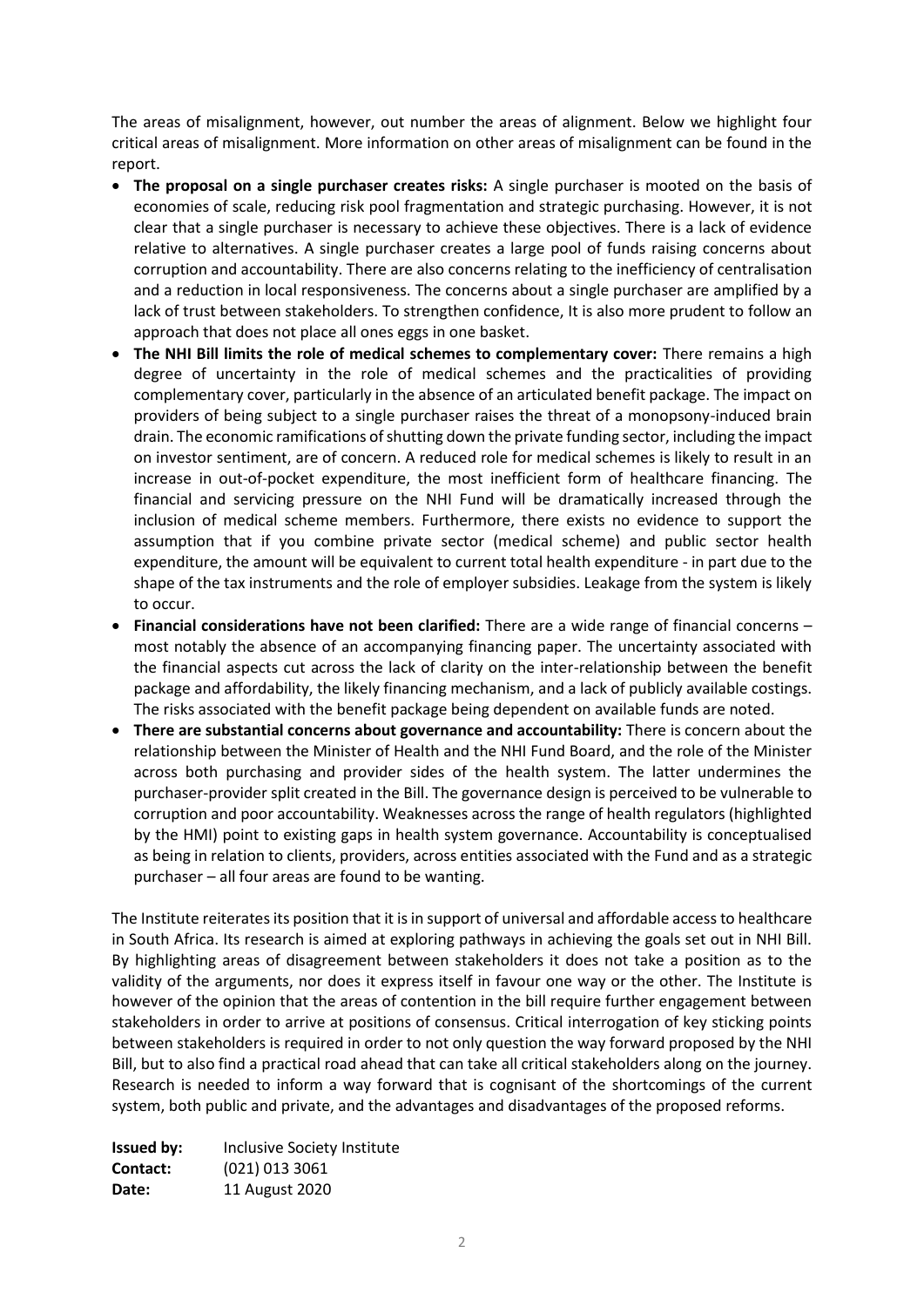The areas of misalignment, however, out number the areas of alignment. Below we highlight four critical areas of misalignment. More information on other areas of misalignment can be found in the report.

- **The proposal on a single purchaser creates risks:** A single purchaser is mooted on the basis of economies of scale, reducing risk pool fragmentation and strategic purchasing. However, it is not clear that a single purchaser is necessary to achieve these objectives. There is a lack of evidence relative to alternatives. A single purchaser creates a large pool of funds raising concerns about corruption and accountability. There are also concerns relating to the inefficiency of centralisation and a reduction in local responsiveness. The concerns about a single purchaser are amplified by a lack of trust between stakeholders. To strengthen confidence, It is also more prudent to follow an approach that does not place all ones eggs in one basket.
- **The NHI Bill limits the role of medical schemes to complementary cover:** There remains a high degree of uncertainty in the role of medical schemes and the practicalities of providing complementary cover, particularly in the absence of an articulated benefit package. The impact on providers of being subject to a single purchaser raises the threat of a monopsony-induced brain drain. The economic ramifications of shutting down the private funding sector, including the impact on investor sentiment, are of concern. A reduced role for medical schemes is likely to result in an increase in out-of-pocket expenditure, the most inefficient form of healthcare financing. The financial and servicing pressure on the NHI Fund will be dramatically increased through the inclusion of medical scheme members. Furthermore, there exists no evidence to support the assumption that if you combine private sector (medical scheme) and public sector health expenditure, the amount will be equivalent to current total health expenditure - in part due to the shape of the tax instruments and the role of employer subsidies. Leakage from the system is likely to occur.
- **Financial considerations have not been clarified:** There are a wide range of financial concerns – most notably the absence of an accompanying financing paper. The uncertainty associated with the financial aspects cut across the lack of clarity on the inter-relationship between the benefit package and affordability, the likely financing mechanism, and a lack of publicly available costings. The risks associated with the benefit package being dependent on available funds are noted.
- **There are substantial concerns about governance and accountability:** There is concern about the relationship between the Minister of Health and the NHI Fund Board, and the role of the Minister across both purchasing and provider sides of the health system. The latter undermines the purchaser-provider split created in the Bill. The governance design is perceived to be vulnerable to corruption and poor accountability. Weaknesses across the range of health regulators (highlighted by the HMI) point to existing gaps in health system governance. Accountability is conceptualised as being in relation to clients, providers, across entities associated with the Fund and as a strategic purchaser – all four areas are found to be wanting.

The Institute reiterates its position that it is in support of universal and affordable access to healthcare in South Africa. Its research is aimed at exploring pathways in achieving the goals set out in NHI Bill. By highlighting areas of disagreement between stakeholders it does not take a position as to the validity of the arguments, nor does it express itself in favour one way or the other. The Institute is however of the opinion that the areas of contention in the bill require further engagement between stakeholders in order to arrive at positions of consensus. Critical interrogation of key sticking points between stakeholders is required in order to not only question the way forward proposed by the NHI Bill, but to also find a practical road ahead that can take all critical stakeholders along on the journey. Research is needed to inform a way forward that is cognisant of the shortcomings of the current system, both public and private, and the advantages and disadvantages of the proposed reforms.

**Issued by:** Inclusive Society Institute
**Contact:** (021) 013 3061
**Date:** 11 August 2020